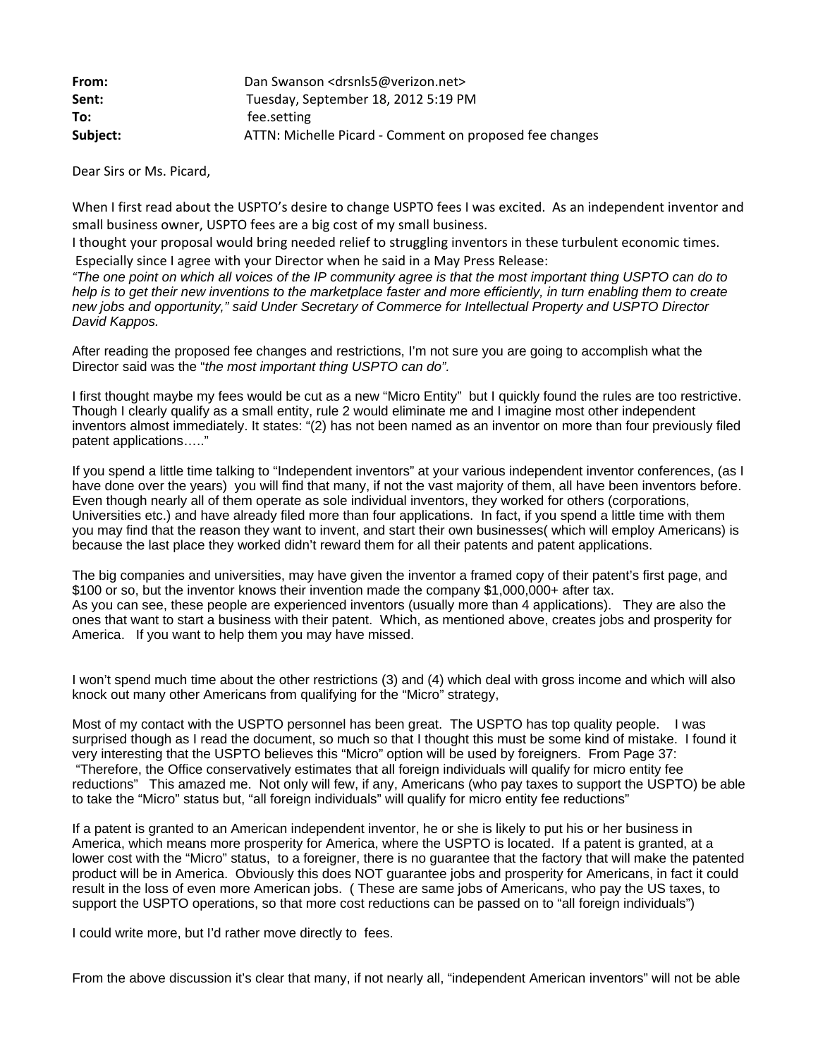**From:** Dan Swanson <drsnls5@verizon.net>
**Sent:** Tuesday, September 18, 2012 5:19 PM
**To:** fee.setting
**Subject:** ATTN: Michelle Picard - Comment on proposed fee changes

Dear Sirs or Ms. Picard,

When I first read about the USPTO's desire to change USPTO fees I was excited. As an independent inventor and small business owner, USPTO fees are a big cost of my small business.
I thought your proposal would bring needed relief to struggling inventors in these turbulent economic times.
Especially since I agree with your Director when he said in a May Press Release:
*"The one point on which all voices of the IP community agree is that the most important thing USPTO can do to help is to get their new inventions to the marketplace faster and more efficiently, in turn enabling them to create new jobs and opportunity," said Under Secretary of Commerce for Intellectual Property and USPTO Director David Kappos.*

After reading the proposed fee changes and restrictions, I'm not sure you are going to accomplish what the Director said was the "*the most important thing USPTO can do".*

I first thought maybe my fees would be cut as a new "Micro Entity" but I quickly found the rules are too restrictive. Though I clearly qualify as a small entity, rule 2 would eliminate me and I imagine most other independent inventors almost immediately. It states: "(2) has not been named as an inventor on more than four previously filed patent applications….."

If you spend a little time talking to "Independent inventors" at your various independent inventor conferences, (as I have done over the years) you will find that many, if not the vast majority of them, all have been inventors before. Even though nearly all of them operate as sole individual inventors, they worked for others (corporations, Universities etc.) and have already filed more than four applications. In fact, if you spend a little time with them you may find that the reason they want to invent, and start their own businesses( which will employ Americans) is because the last place they worked didn't reward them for all their patents and patent applications.

The big companies and universities, may have given the inventor a framed copy of their patent's first page, and $100 or so, but the inventor knows their invention made the company $1,000,000+ after tax.
As you can see, these people are experienced inventors (usually more than 4 applications). They are also the ones that want to start a business with their patent. Which, as mentioned above, creates jobs and prosperity for America. If you want to help them you may have missed.

I won't spend much time about the other restrictions (3) and (4) which deal with gross income and which will also knock out many other Americans from qualifying for the "Micro" strategy,

Most of my contact with the USPTO personnel has been great. The USPTO has top quality people. I was surprised though as I read the document, so much so that I thought this must be some kind of mistake. I found it very interesting that the USPTO believes this "Micro" option will be used by foreigners. From Page 37:
"Therefore, the Office conservatively estimates that all foreign individuals will qualify for micro entity fee reductions" This amazed me. Not only will few, if any, Americans (who pay taxes to support the USPTO) be able to take the "Micro" status but, "all foreign individuals" will qualify for micro entity fee reductions"

If a patent is granted to an American independent inventor, he or she is likely to put his or her business in America, which means more prosperity for America, where the USPTO is located. If a patent is granted, at a lower cost with the "Micro" status, to a foreigner, there is no guarantee that the factory that will make the patented product will be in America. Obviously this does NOT guarantee jobs and prosperity for Americans, in fact it could result in the loss of even more American jobs. ( These are same jobs of Americans, who pay the US taxes, to support the USPTO operations, so that more cost reductions can be passed on to "all foreign individuals")

I could write more, but I'd rather move directly to fees.

From the above discussion it's clear that many, if not nearly all, "independent American inventors" will not be able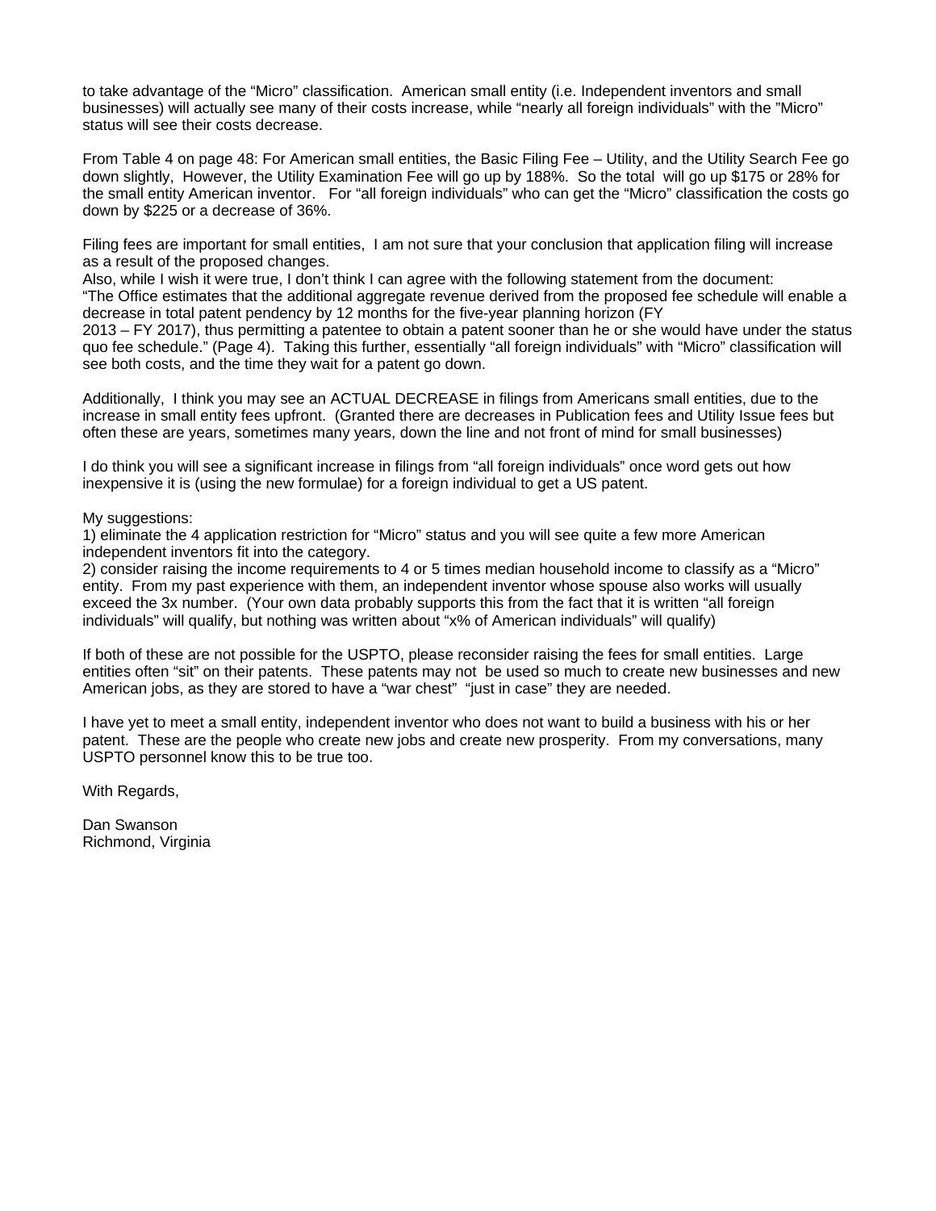to take advantage of the "Micro" classification. American small entity (i.e. Independent inventors and small businesses) will actually see many of their costs increase, while "nearly all foreign individuals" with the "Micro" status will see their costs decrease.

From Table 4 on page 48: For American small entities, the Basic Filing Fee – Utility, and the Utility Search Fee go down slightly, However, the Utility Examination Fee will go up by 188%. So the total will go up $175 or 28% for the small entity American inventor. For "all foreign individuals" who can get the "Micro" classification the costs go down by $225 or a decrease of 36%.

Filing fees are important for small entities, I am not sure that your conclusion that application filing will increase as a result of the proposed changes.
Also, while I wish it were true, I don't think I can agree with the following statement from the document:
"The Office estimates that the additional aggregate revenue derived from the proposed fee schedule will enable a decrease in total patent pendency by 12 months for the five-year planning horizon (FY 2013 – FY 2017), thus permitting a patentee to obtain a patent sooner than he or she would have under the status quo fee schedule." (Page 4). Taking this further, essentially "all foreign individuals" with "Micro" classification will see both costs, and the time they wait for a patent go down.

Additionally, I think you may see an ACTUAL DECREASE in filings from Americans small entities, due to the increase in small entity fees upfront. (Granted there are decreases in Publication fees and Utility Issue fees but often these are years, sometimes many years, down the line and not front of mind for small businesses)

I do think you will see a significant increase in filings from "all foreign individuals" once word gets out how inexpensive it is (using the new formulae) for a foreign individual to get a US patent.

My suggestions:
1) eliminate the 4 application restriction for "Micro" status and you will see quite a few more American independent inventors fit into the category.
2) consider raising the income requirements to 4 or 5 times median household income to classify as a "Micro" entity. From my past experience with them, an independent inventor whose spouse also works will usually exceed the 3x number. (Your own data probably supports this from the fact that it is written "all foreign individuals" will qualify, but nothing was written about "x% of American individuals" will qualify)

If both of these are not possible for the USPTO, please reconsider raising the fees for small entities. Large entities often "sit" on their patents. These patents may not be used so much to create new businesses and new American jobs, as they are stored to have a "war chest" "just in case" they are needed.

I have yet to meet a small entity, independent inventor who does not want to build a business with his or her patent. These are the people who create new jobs and create new prosperity. From my conversations, many USPTO personnel know this to be true too.

With Regards,

Dan Swanson
Richmond, Virginia